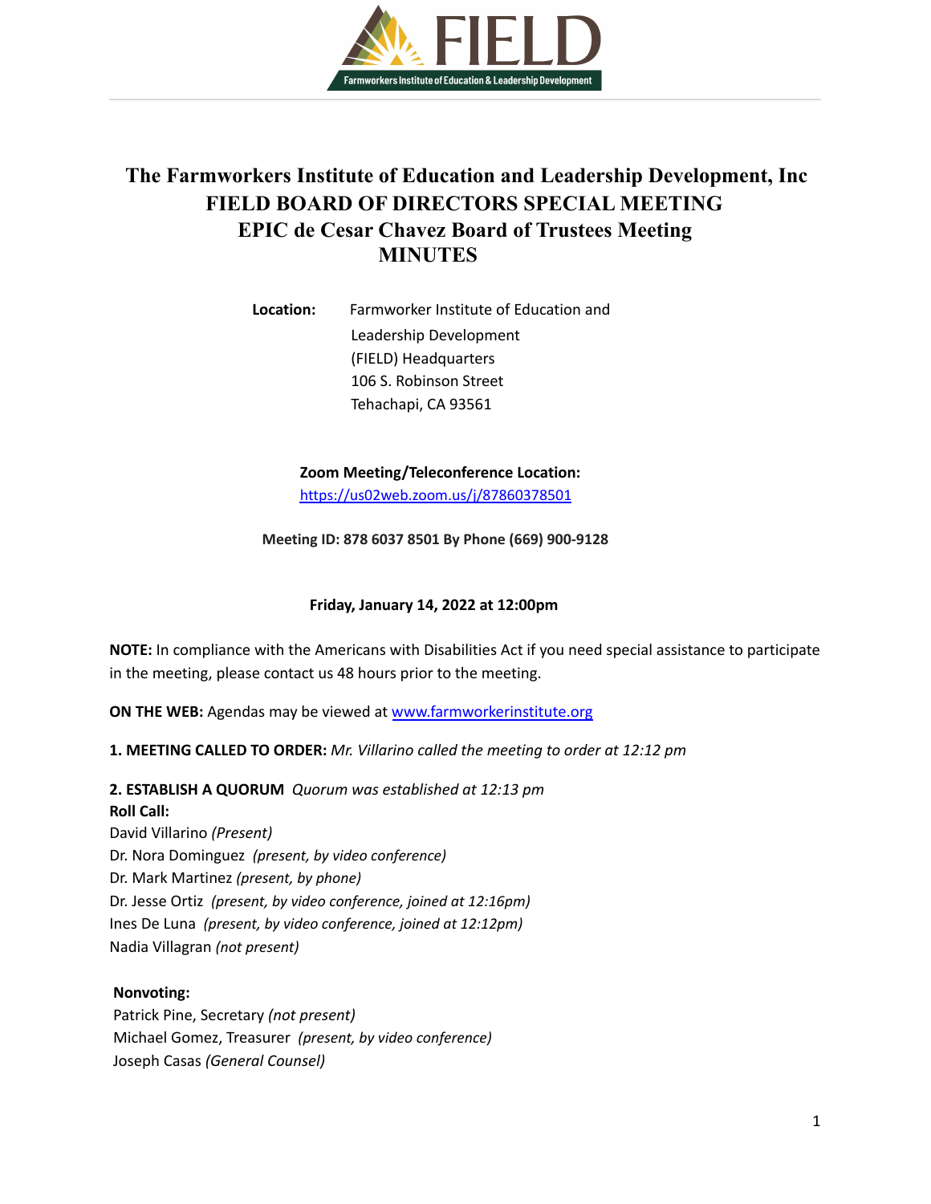# The Farmworkers Institute of Education and Leadership Development, Inc
# FIELD BOARD OF DIRECTORS SPECIAL MEETING
# EPIC de Cesar Chavez Board of Trustees Meeting
# MINUTES

**Location:** Farmworker Institute of Education and Leadership Development (FIELD) Headquarters
106 S. Robinson Street
Tehachapi, CA 93561

**Zoom Meeting/Teleconference Location:**
https://us02web.zoom.us/j/87860378501

**Meeting ID: 878 6037 8501 By Phone (669) 900-9128**

**Friday, January 14, 2022 at 12:00pm**

**NOTE:** In compliance with the Americans with Disabilities Act if you need special assistance to participate in the meeting, please contact us 48 hours prior to the meeting.

**ON THE WEB:** Agendas may be viewed at www.farmworkerinstitute.org

**1. MEETING CALLED TO ORDER:** *Mr. Villarino called the meeting to order at 12:12 pm*

**2. ESTABLISH A QUORUM** *Quorum was established at 12:13 pm*

**Roll Call:**

David Villarino *(Present)*
Dr. Nora Dominguez *(present, by video conference)*
Dr. Mark Martinez *(present, by phone)*
Dr. Jesse Ortiz *(present, by video conference, joined at 12:16pm)*
Ines De Luna *(present, by video conference, joined at 12:12pm)*
Nadia Villagran *(not present)*

**Nonvoting:**

Patrick Pine, Secretary *(not present)*
Michael Gomez, Treasurer *(present, by video conference)*
Joseph Casas *(General Counsel)*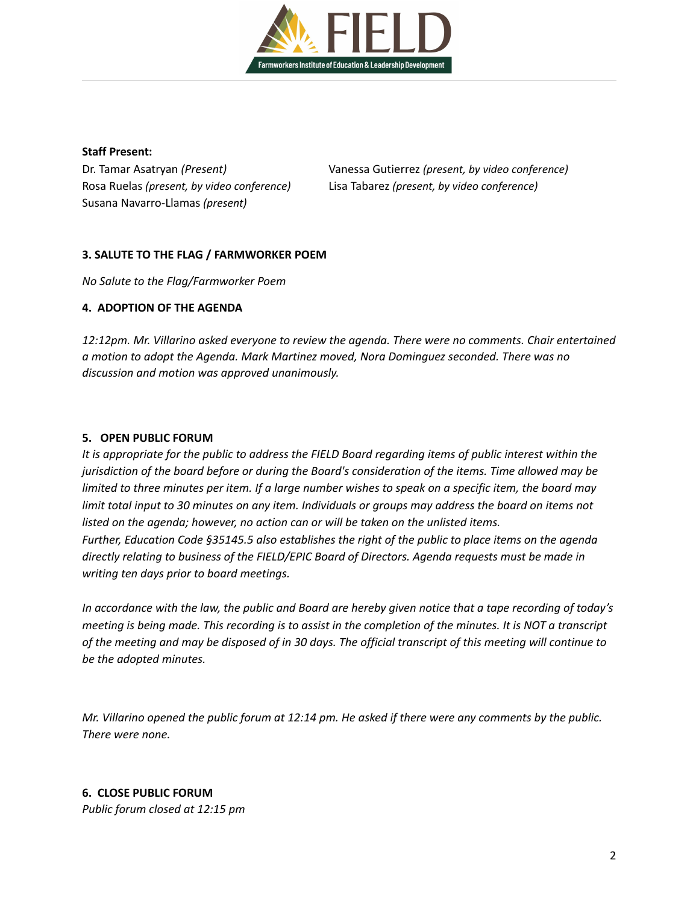**Staff Present:**

Dr. Tamar Asatryan *(Present)*
Rosa Ruelas *(present, by video conference)*
Susana Navarro-Llamas *(present)*
Vanessa Gutierrez *(present, by video conference)*
Lisa Tabarez *(present, by video conference)*

**3. SALUTE TO THE FLAG / FARMWORKER POEM**

*No Salute to the Flag/Farmworker Poem*

**4. ADOPTION OF THE AGENDA**

*12:12pm. Mr. Villarino asked everyone to review the agenda. There were no comments. Chair entertained a motion to adopt the Agenda. Mark Martinez moved, Nora Dominguez seconded. There was no discussion and motion was approved unanimously.*

**5. OPEN PUBLIC FORUM**

*It is appropriate for the public to address the FIELD Board regarding items of public interest within the jurisdiction of the board before or during the Board's consideration of the items. Time allowed may be limited to three minutes per item. If a large number wishes to speak on a specific item, the board may limit total input to 30 minutes on any item. Individuals or groups may address the board on items not listed on the agenda; however, no action can or will be taken on the unlisted items.*
*Further, Education Code §35145.5 also establishes the right of the public to place items on the agenda directly relating to business of the FIELD/EPIC Board of Directors. Agenda requests must be made in writing ten days prior to board meetings.*

*In accordance with the law, the public and Board are hereby given notice that a tape recording of today's meeting is being made. This recording is to assist in the completion of the minutes. It is NOT a transcript of the meeting and may be disposed of in 30 days. The official transcript of this meeting will continue to be the adopted minutes.*

*Mr. Villarino opened the public forum at 12:14 pm. He asked if there were any comments by the public. There were none.*

**6. CLOSE PUBLIC FORUM**

*Public forum closed at 12:15 pm*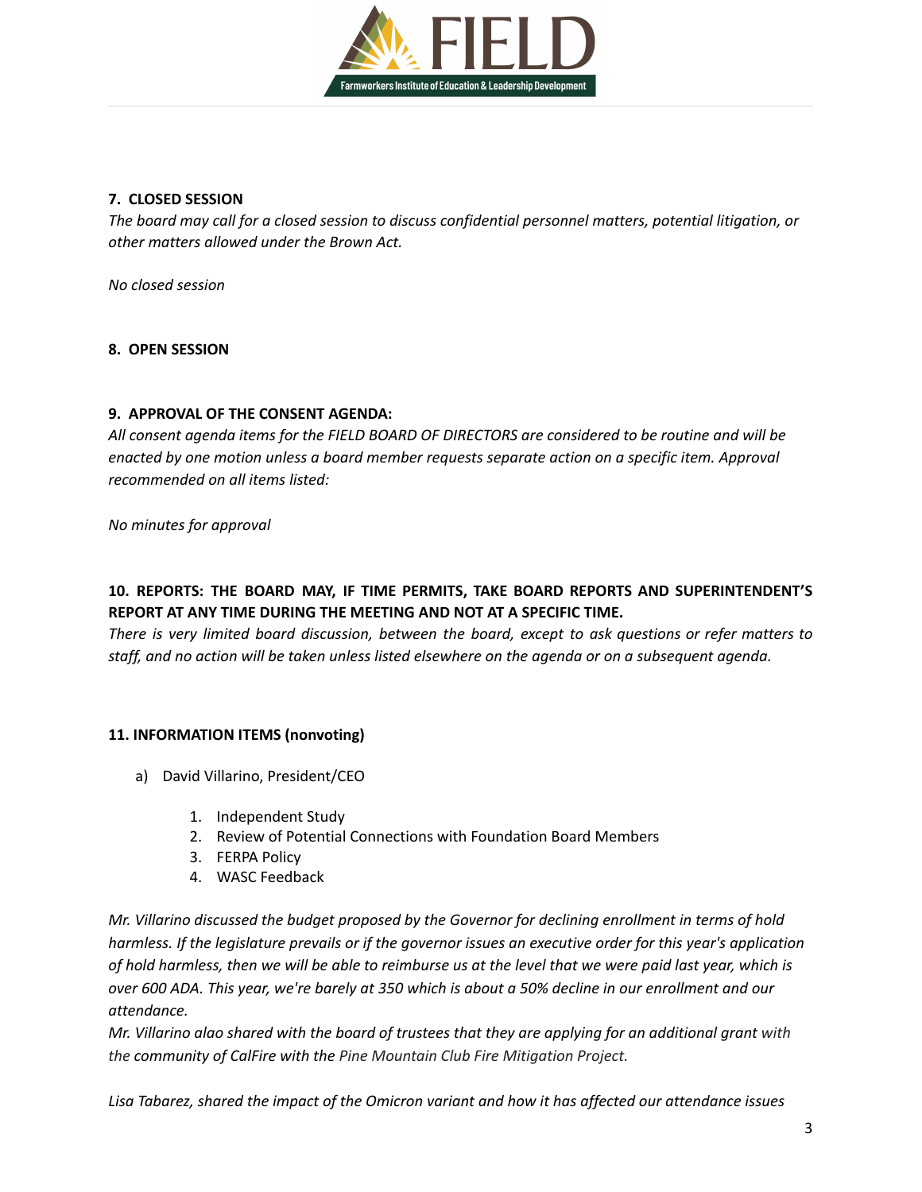**7. CLOSED SESSION**

*The board may call for a closed session to discuss confidential personnel matters, potential litigation, or other matters allowed under the Brown Act.*

*No closed session*

**8. OPEN SESSION**

**9. APPROVAL OF THE CONSENT AGENDA:**

*All consent agenda items for the FIELD BOARD OF DIRECTORS are considered to be routine and will be enacted by one motion unless a board member requests separate action on a specific item. Approval recommended on all items listed:*

*No minutes for approval*

**10. REPORTS: THE BOARD MAY, IF TIME PERMITS, TAKE BOARD REPORTS AND SUPERINTENDENT'S REPORT AT ANY TIME DURING THE MEETING AND NOT AT A SPECIFIC TIME.**

*There is very limited board discussion, between the board, except to ask questions or refer matters to staff, and no action will be taken unless listed elsewhere on the agenda or on a subsequent agenda.*

**11. INFORMATION ITEMS (nonvoting)**

a) David Villarino, President/CEO

1. Independent Study
2. Review of Potential Connections with Foundation Board Members
3. FERPA Policy
4. WASC Feedback

*Mr. Villarino discussed the budget proposed by the Governor for declining enrollment in terms of hold harmless. If the legislature prevails or if the governor issues an executive order for this year's application of hold harmless, then we will be able to reimburse us at the level that we were paid last year, which is over 600 ADA. This year, we're barely at 350 which is about a 50% decline in our enrollment and our attendance.*

*Mr. Villarino alao shared with the board of trustees that they are applying for an additional grant with the community of CalFire with the Pine Mountain Club Fire Mitigation Project.*

*Lisa Tabarez, shared the impact of the Omicron variant and how it has affected our attendance issues*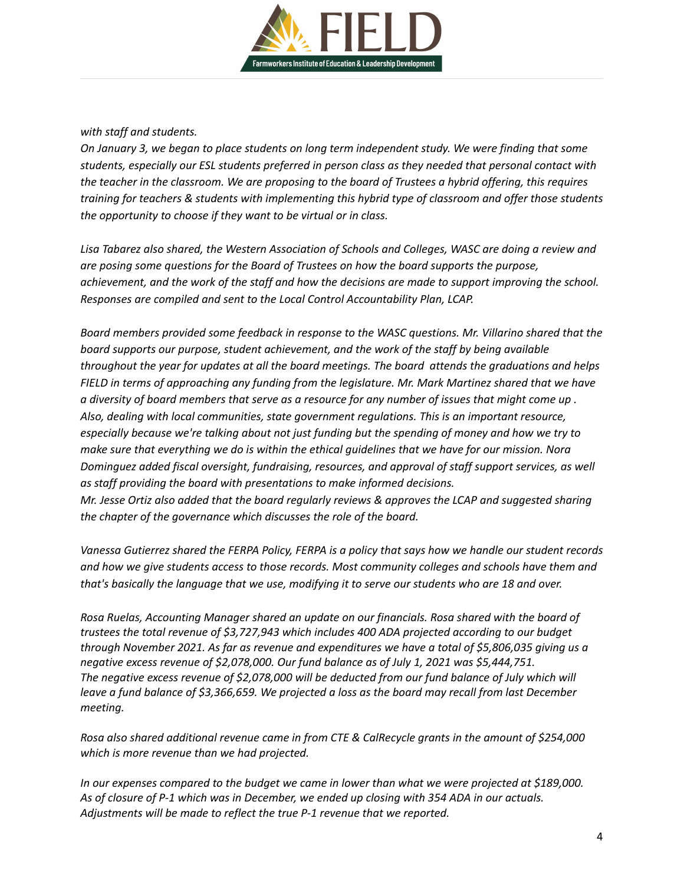*with staff and students.*
*On January 3, we began to place students on long term independent study. We were finding that some students, especially our ESL students preferred in person class as they needed that personal contact with the teacher in the classroom. We are proposing to the board of Trustees a hybrid offering, this requires training for teachers & students with implementing this hybrid type of classroom and offer those students the opportunity to choose if they want to be virtual or in class.*

*Lisa Tabarez also shared, the Western Association of Schools and Colleges, WASC are doing a review and are posing some questions for the Board of Trustees on how the board supports the purpose, achievement, and the work of the staff and how the decisions are made to support improving the school. Responses are compiled and sent to the Local Control Accountability Plan, LCAP.*

*Board members provided some feedback in response to the WASC questions. Mr. Villarino shared that the board supports our purpose, student achievement, and the work of the staff by being available throughout the year for updates at all the board meetings. The board attends the graduations and helps FIELD in terms of approaching any funding from the legislature. Mr. Mark Martinez shared that we have a diversity of board members that serve as a resource for any number of issues that might come up . Also, dealing with local communities, state government regulations. This is an important resource, especially because we're talking about not just funding but the spending of money and how we try to make sure that everything we do is within the ethical guidelines that we have for our mission. Nora Dominguez added fiscal oversight, fundraising, resources, and approval of staff support services, as well as staff providing the board with presentations to make informed decisions.*
*Mr. Jesse Ortiz also added that the board regularly reviews & approves the LCAP and suggested sharing the chapter of the governance which discusses the role of the board.*

*Vanessa Gutierrez shared the FERPA Policy, FERPA is a policy that says how we handle our student records and how we give students access to those records. Most community colleges and schools have them and that's basically the language that we use, modifying it to serve our students who are 18 and over.*

*Rosa Ruelas, Accounting Manager shared an update on our financials. Rosa shared with the board of trustees the total revenue of $3,727,943 which includes 400 ADA projected according to our budget through November 2021. As far as revenue and expenditures we have a total of $5,806,035 giving us a negative excess revenue of $2,078,000. Our fund balance as of July 1, 2021 was $5,444,751.*
*The negative excess revenue of $2,078,000 will be deducted from our fund balance of July which will leave a fund balance of $3,366,659. We projected a loss as the board may recall from last December meeting.*

*Rosa also shared additional revenue came in from CTE & CalRecycle grants in the amount of $254,000 which is more revenue than we had projected.*

*In our expenses compared to the budget we came in lower than what we were projected at $189,000. As of closure of P-1 which was in December, we ended up closing with 354 ADA in our actuals. Adjustments will be made to reflect the true P-1 revenue that we reported.*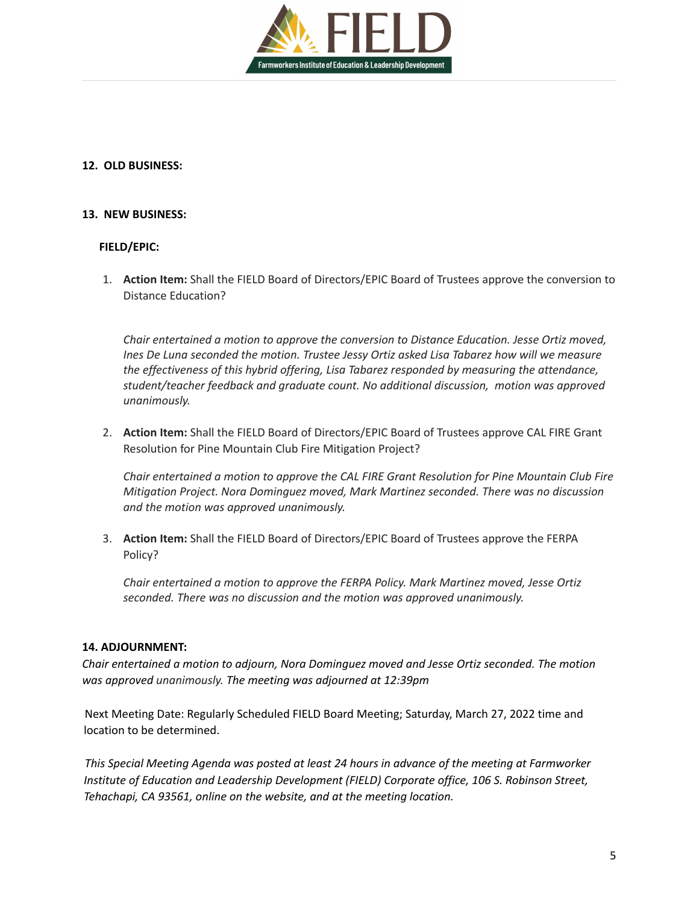**12. OLD BUSINESS:**

**13. NEW BUSINESS:**

**FIELD/EPIC:**

1. **Action Item:** Shall the FIELD Board of Directors/EPIC Board of Trustees approve the conversion to Distance Education?

   *Chair entertained a motion to approve the conversion to Distance Education. Jesse Ortiz moved, Ines De Luna seconded the motion. Trustee Jessy Ortiz asked Lisa Tabarez how will we measure the effectiveness of this hybrid offering, Lisa Tabarez responded by measuring the attendance, student/teacher feedback and graduate count. No additional discussion, motion was approved unanimously.*

2. **Action Item:** Shall the FIELD Board of Directors/EPIC Board of Trustees approve CAL FIRE Grant Resolution for Pine Mountain Club Fire Mitigation Project?

   *Chair entertained a motion to approve the CAL FIRE Grant Resolution for Pine Mountain Club Fire Mitigation Project. Nora Dominguez moved, Mark Martinez seconded. There was no discussion and the motion was approved unanimously.*

3. **Action Item:** Shall the FIELD Board of Directors/EPIC Board of Trustees approve the FERPA Policy?

   *Chair entertained a motion to approve the FERPA Policy. Mark Martinez moved, Jesse Ortiz seconded. There was no discussion and the motion was approved unanimously.*

**14. ADJOURNMENT:**

*Chair entertained a motion to adjourn, Nora Dominguez moved and Jesse Ortiz seconded. The motion was approved unanimously. The meeting was adjourned at 12:39pm*

Next Meeting Date: Regularly Scheduled FIELD Board Meeting; Saturday, March 27, 2022 time and location to be determined.

*This Special Meeting Agenda was posted at least 24 hours in advance of the meeting at Farmworker Institute of Education and Leadership Development (FIELD) Corporate office, 106 S. Robinson Street, Tehachapi, CA 93561, online on the website, and at the meeting location.*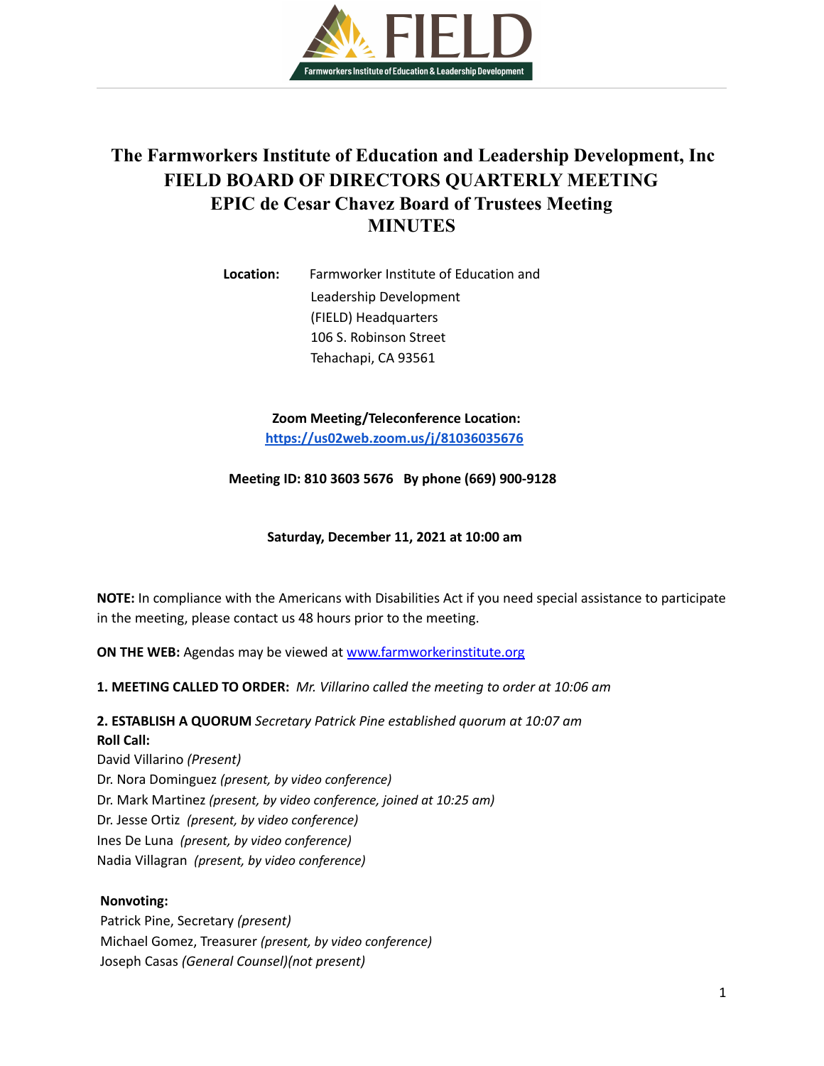# The Farmworkers Institute of Education and Leadership Development, Inc
# FIELD BOARD OF DIRECTORS QUARTERLY MEETING
# EPIC de Cesar Chavez Board of Trustees Meeting
# MINUTES

**Location:** Farmworker Institute of Education and Leadership Development (FIELD) Headquarters
106 S. Robinson Street
Tehachapi, CA 93561

**Zoom Meeting/Teleconference Location:**
https://us02web.zoom.us/j/81036035676

**Meeting ID: 810 3603 5676 By phone (669) 900-9128**

**Saturday, December 11, 2021 at 10:00 am**

**NOTE:** In compliance with the Americans with Disabilities Act if you need special assistance to participate in the meeting, please contact us 48 hours prior to the meeting.

**ON THE WEB:** Agendas may be viewed at www.farmworkerinstitute.org

**1. MEETING CALLED TO ORDER:** *Mr. Villarino called the meeting to order at 10:06 am*

**2. ESTABLISH A QUORUM** *Secretary Patrick Pine established quorum at 10:07 am*

**Roll Call:**

David Villarino *(Present)*
Dr. Nora Dominguez *(present, by video conference)*
Dr. Mark Martinez *(present, by video conference, joined at 10:25 am)*
Dr. Jesse Ortiz *(present, by video conference)*
Ines De Luna *(present, by video conference)*
Nadia Villagran *(present, by video conference)*

**Nonvoting:**

Patrick Pine, Secretary *(present)*
Michael Gomez, Treasurer *(present, by video conference)*
Joseph Casas *(General Counsel)(not present)*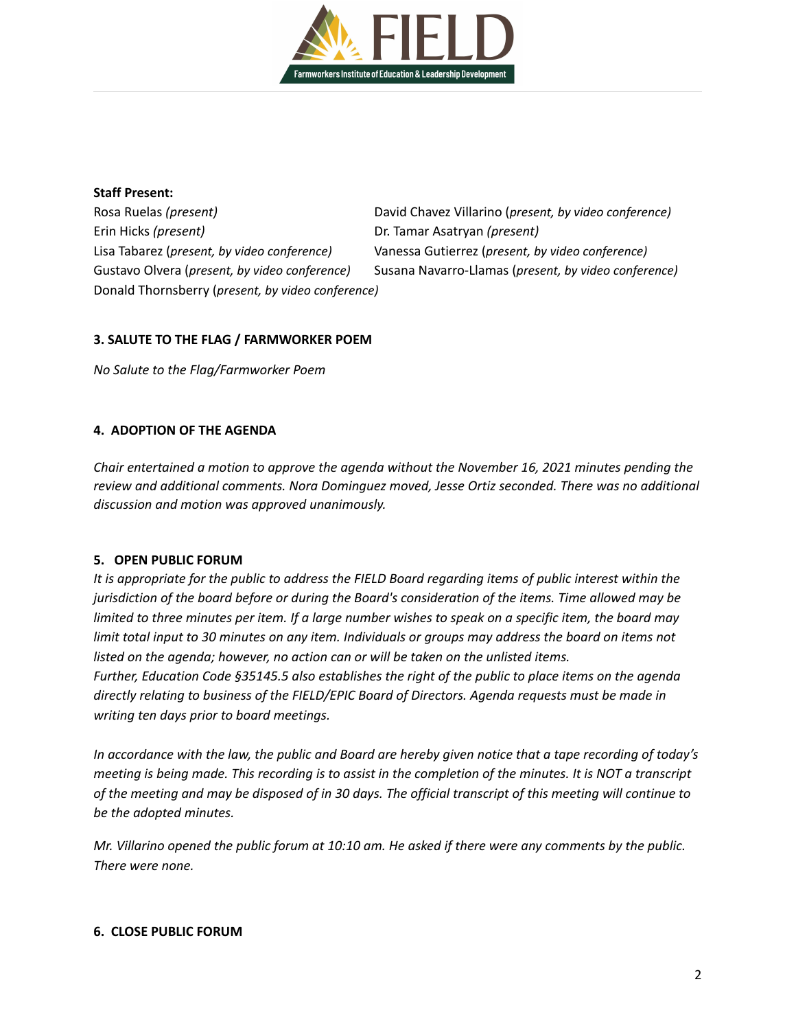**Staff Present:**

Rosa Ruelas *(present)*
David Chavez Villarino (*present, by video conference)*
Erin Hicks *(present)*
Dr. Tamar Asatryan *(present)*
Lisa Tabarez (*present, by video conference)*
Vanessa Gutierrez (*present, by video conference)*
Gustavo Olvera (*present, by video conference)*
Susana Navarro-Llamas (*present, by video conference)*
Donald Thornsberry (*present, by video conference)*

**3. SALUTE TO THE FLAG / FARMWORKER POEM**

*No Salute to the Flag/Farmworker Poem*

**4. ADOPTION OF THE AGENDA**

*Chair entertained a motion to approve the agenda without the November 16, 2021 minutes pending the review and additional comments. Nora Dominguez moved, Jesse Ortiz seconded. There was no additional discussion and motion was approved unanimously.*

**5. OPEN PUBLIC FORUM**

*It is appropriate for the public to address the FIELD Board regarding items of public interest within the jurisdiction of the board before or during the Board's consideration of the items. Time allowed may be limited to three minutes per item. If a large number wishes to speak on a specific item, the board may limit total input to 30 minutes on any item. Individuals or groups may address the board on items not listed on the agenda; however, no action can or will be taken on the unlisted items.*
*Further, Education Code §35145.5 also establishes the right of the public to place items on the agenda directly relating to business of the FIELD/EPIC Board of Directors. Agenda requests must be made in writing ten days prior to board meetings.*

*In accordance with the law, the public and Board are hereby given notice that a tape recording of today's meeting is being made. This recording is to assist in the completion of the minutes. It is NOT a transcript of the meeting and may be disposed of in 30 days. The official transcript of this meeting will continue to be the adopted minutes.*

*Mr. Villarino opened the public forum at 10:10 am. He asked if there were any comments by the public. There were none.*

**6. CLOSE PUBLIC FORUM**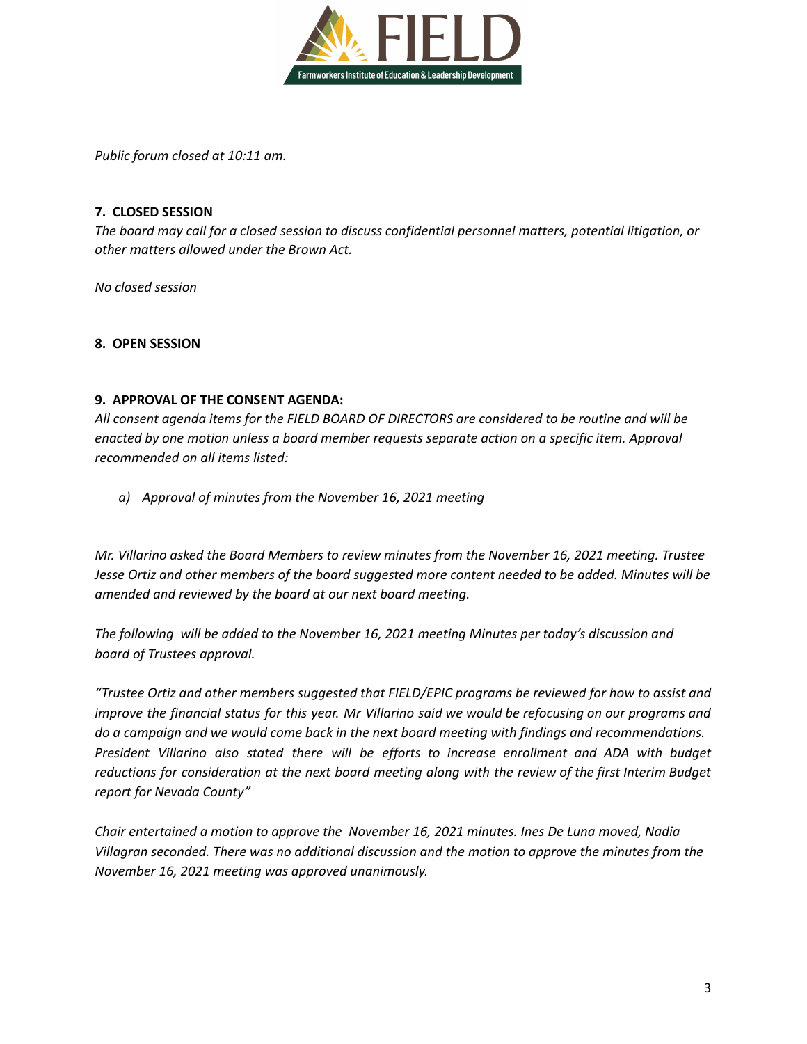*Public forum closed at 10:11 am.*

**7. CLOSED SESSION**

*The board may call for a closed session to discuss confidential personnel matters, potential litigation, or other matters allowed under the Brown Act.*

*No closed session*

**8. OPEN SESSION**

**9. APPROVAL OF THE CONSENT AGENDA:**

*All consent agenda items for the FIELD BOARD OF DIRECTORS are considered to be routine and will be enacted by one motion unless a board member requests separate action on a specific item. Approval recommended on all items listed:*

*a) Approval of minutes from the November 16, 2021 meeting*

*Mr. Villarino asked the Board Members to review minutes from the November 16, 2021 meeting. Trustee Jesse Ortiz and other members of the board suggested more content needed to be added. Minutes will be amended and reviewed by the board at our next board meeting.*

*The following will be added to the November 16, 2021 meeting Minutes per today's discussion and board of Trustees approval.*

*"Trustee Ortiz and other members suggested that FIELD/EPIC programs be reviewed for how to assist and improve the financial status for this year. Mr Villarino said we would be refocusing on our programs and do a campaign and we would come back in the next board meeting with findings and recommendations. President Villarino also stated there will be efforts to increase enrollment and ADA with budget reductions for consideration at the next board meeting along with the review of the first Interim Budget report for Nevada County"*

*Chair entertained a motion to approve the November 16, 2021 minutes. Ines De Luna moved, Nadia Villagran seconded. There was no additional discussion and the motion to approve the minutes from the November 16, 2021 meeting was approved unanimously.*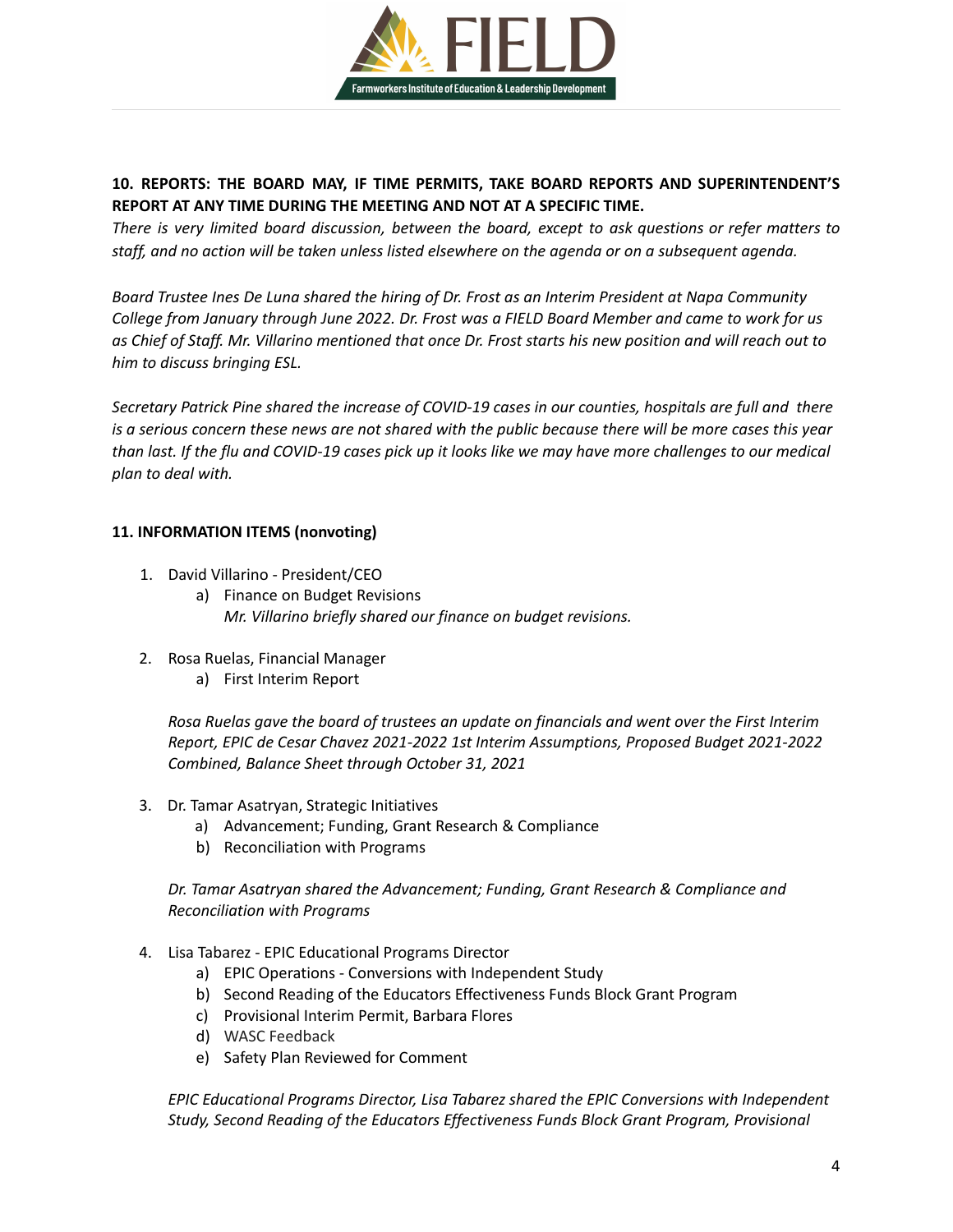**10. REPORTS: THE BOARD MAY, IF TIME PERMITS, TAKE BOARD REPORTS AND SUPERINTENDENT'S REPORT AT ANY TIME DURING THE MEETING AND NOT AT A SPECIFIC TIME.**

*There is very limited board discussion, between the board, except to ask questions or refer matters to staff, and no action will be taken unless listed elsewhere on the agenda or on a subsequent agenda.*

*Board Trustee Ines De Luna shared the hiring of Dr. Frost as an Interim President at Napa Community College from January through June 2022. Dr. Frost was a FIELD Board Member and came to work for us as Chief of Staff. Mr. Villarino mentioned that once Dr. Frost starts his new position and will reach out to him to discuss bringing ESL.*

*Secretary Patrick Pine shared the increase of COVID-19 cases in our counties, hospitals are full and there is a serious concern these news are not shared with the public because there will be more cases this year than last. If the flu and COVID-19 cases pick up it looks like we may have more challenges to our medical plan to deal with.*

**11. INFORMATION ITEMS (nonvoting)**

1. David Villarino - President/CEO
   a) Finance on Budget Revisions
   *Mr. Villarino briefly shared our finance on budget revisions.*

2. Rosa Ruelas, Financial Manager
   a) First Interim Report

   *Rosa Ruelas gave the board of trustees an update on financials and went over the First Interim Report, EPIC de Cesar Chavez 2021-2022 1st Interim Assumptions, Proposed Budget 2021-2022 Combined, Balance Sheet through October 31, 2021*

3. Dr. Tamar Asatryan, Strategic Initiatives
   a) Advancement; Funding, Grant Research & Compliance
   b) Reconciliation with Programs

   *Dr. Tamar Asatryan shared the Advancement; Funding, Grant Research & Compliance and Reconciliation with Programs*

4. Lisa Tabarez - EPIC Educational Programs Director
   a) EPIC Operations - Conversions with Independent Study
   b) Second Reading of the Educators Effectiveness Funds Block Grant Program
   c) Provisional Interim Permit, Barbara Flores
   d) WASC Feedback
   e) Safety Plan Reviewed for Comment

   *EPIC Educational Programs Director, Lisa Tabarez shared the EPIC Conversions with Independent Study, Second Reading of the Educators Effectiveness Funds Block Grant Program, Provisional*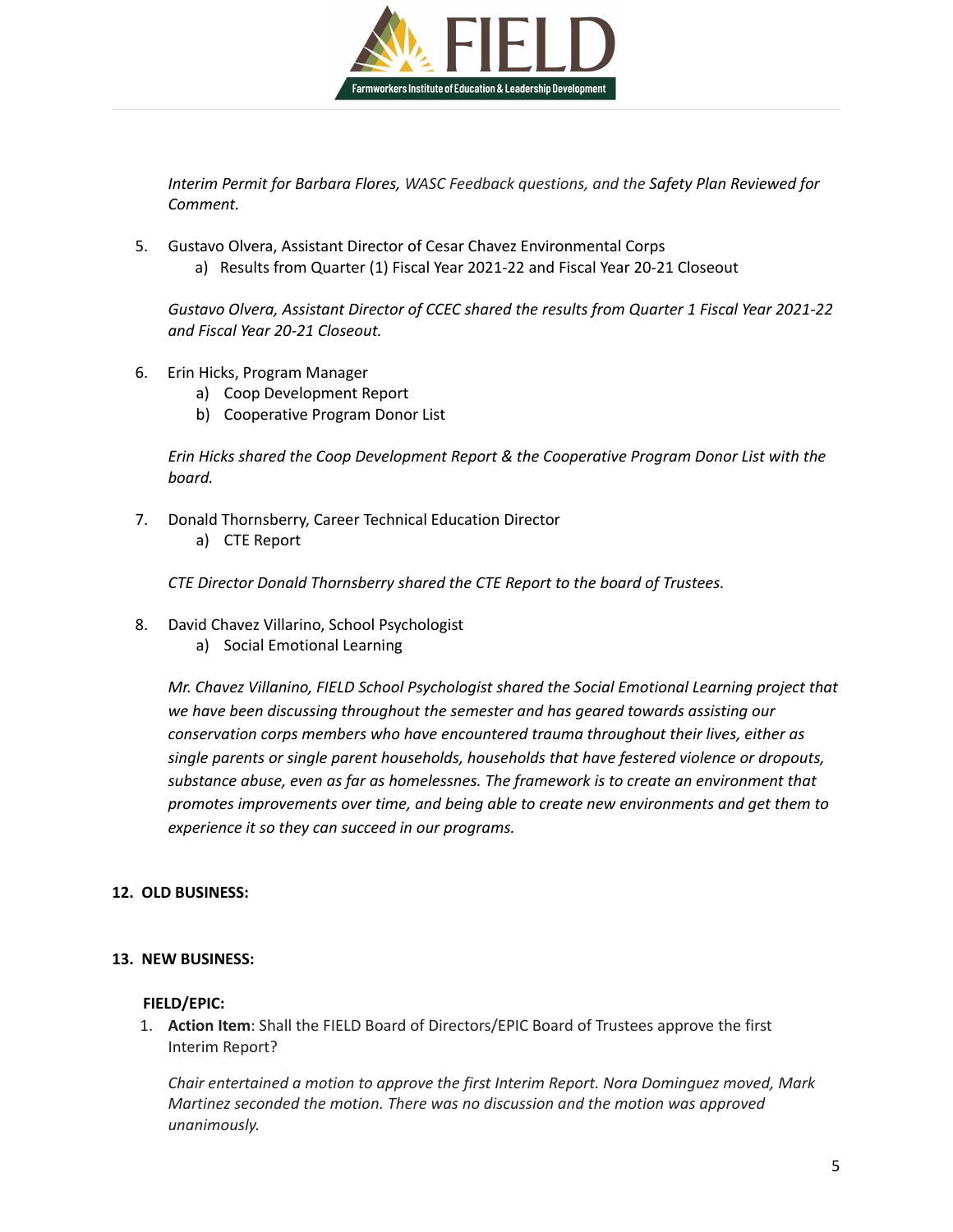*Interim Permit for Barbara Flores, WASC Feedback questions, and the Safety Plan Reviewed for Comment.*

5. Gustavo Olvera, Assistant Director of Cesar Chavez Environmental Corps
   a) Results from Quarter (1) Fiscal Year 2021-22 and Fiscal Year 20-21 Closeout

   *Gustavo Olvera, Assistant Director of CCEC shared the results from Quarter 1 Fiscal Year 2021-22 and Fiscal Year 20-21 Closeout.*

6. Erin Hicks, Program Manager
   a) Coop Development Report
   b) Cooperative Program Donor List

   *Erin Hicks shared the Coop Development Report & the Cooperative Program Donor List with the board.*

7. Donald Thornsberry, Career Technical Education Director
   a) CTE Report

   *CTE Director Donald Thornsberry shared the CTE Report to the board of Trustees.*

8. David Chavez Villarino, School Psychologist
   a) Social Emotional Learning

   *Mr. Chavez Villanino, FIELD School Psychologist shared the Social Emotional Learning project that we have been discussing throughout the semester and has geared towards assisting our conservation corps members who have encountered trauma throughout their lives, either as single parents or single parent households, households that have festered violence or dropouts, substance abuse, even as far as homelessnes. The framework is to create an environment that promotes improvements over time, and being able to create new environments and get them to experience it so they can succeed in our programs.*

**12. OLD BUSINESS:**

**13. NEW BUSINESS:**

**FIELD/EPIC:**

1. **Action Item**: Shall the FIELD Board of Directors/EPIC Board of Trustees approve the first Interim Report?

   *Chair entertained a motion to approve the first Interim Report. Nora Dominguez moved, Mark Martinez seconded the motion. There was no discussion and the motion was approved unanimously.*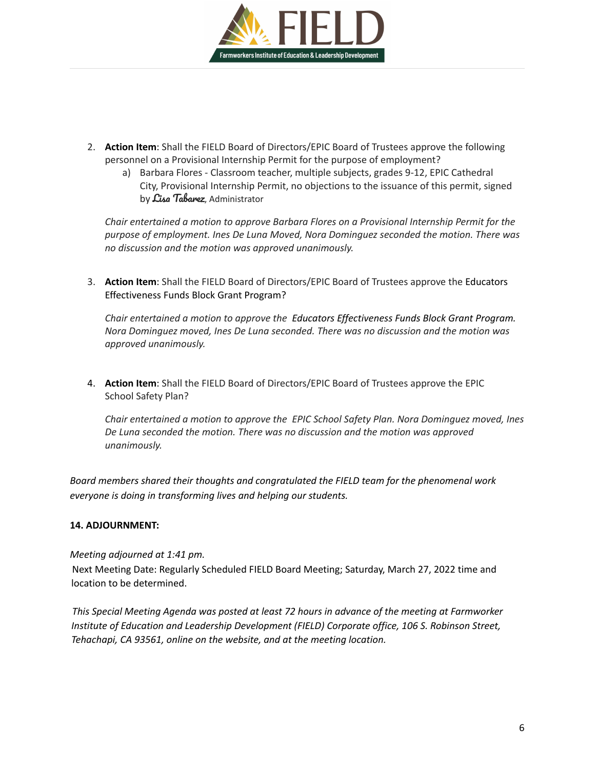2. **Action Item**: Shall the FIELD Board of Directors/EPIC Board of Trustees approve the following personnel on a Provisional Internship Permit for the purpose of employment?
    a) Barbara Flores - Classroom teacher, multiple subjects, grades 9-12, EPIC Cathedral City, Provisional Internship Permit, no objections to the issuance of this permit, signed by Lisa Tabarez, Administrator

    *Chair entertained a motion to approve Barbara Flores on a Provisional Internship Permit for the purpose of employment. Ines De Luna Moved, Nora Dominguez seconded the motion. There was no discussion and the motion was approved unanimously.*

3. **Action Item**: Shall the FIELD Board of Directors/EPIC Board of Trustees approve the Educators Effectiveness Funds Block Grant Program?

    *Chair entertained a motion to approve the Educators Effectiveness Funds Block Grant Program. Nora Dominguez moved, Ines De Luna seconded. There was no discussion and the motion was approved unanimously.*

4. **Action Item**: Shall the FIELD Board of Directors/EPIC Board of Trustees approve the EPIC School Safety Plan?

    *Chair entertained a motion to approve the EPIC School Safety Plan. Nora Dominguez moved, Ines De Luna seconded the motion. There was no discussion and the motion was approved unanimously.*

*Board members shared their thoughts and congratulated the FIELD team for the phenomenal work everyone is doing in transforming lives and helping our students.*

**14. ADJOURNMENT:**

*Meeting adjourned at 1:41 pm.*

Next Meeting Date: Regularly Scheduled FIELD Board Meeting; Saturday, March 27, 2022 time and location to be determined.

*This Special Meeting Agenda was posted at least 72 hours in advance of the meeting at Farmworker Institute of Education and Leadership Development (FIELD) Corporate office, 106 S. Robinson Street, Tehachapi, CA 93561, online on the website, and at the meeting location.*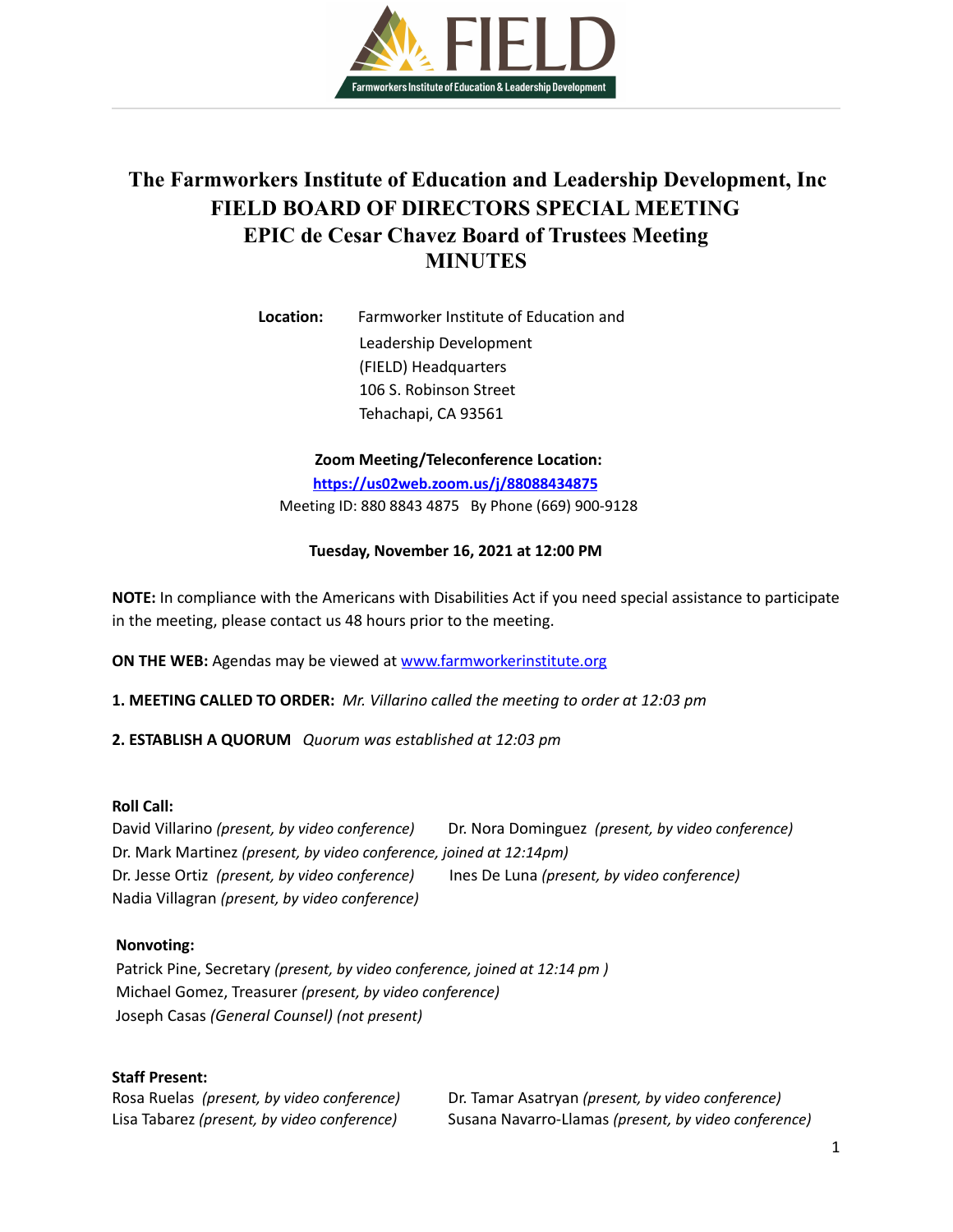# The Farmworkers Institute of Education and Leadership Development, Inc
# FIELD BOARD OF DIRECTORS SPECIAL MEETING
# EPIC de Cesar Chavez Board of Trustees Meeting
# MINUTES

**Location:** Farmworker Institute of Education and Leadership Development (FIELD) Headquarters
106 S. Robinson Street
Tehachapi, CA 93561

**Zoom Meeting/Teleconference Location:**
https://us02web.zoom.us/j/88088434875
Meeting ID: 880 8843 4875 By Phone (669) 900-9128

**Tuesday, November 16, 2021 at 12:00 PM**

**NOTE:** In compliance with the Americans with Disabilities Act if you need special assistance to participate in the meeting, please contact us 48 hours prior to the meeting.

**ON THE WEB:** Agendas may be viewed at www.farmworkerinstitute.org

**1. MEETING CALLED TO ORDER:** *Mr. Villarino called the meeting to order at 12:03 pm*

**2. ESTABLISH A QUORUM** *Quorum was established at 12:03 pm*

**Roll Call:**

David Villarino *(present, by video conference)*
Dr. Nora Dominguez *(present, by video conference)*
Dr. Mark Martinez *(present, by video conference, joined at 12:14pm)*
Dr. Jesse Ortiz *(present, by video conference)*
Ines De Luna *(present, by video conference)*
Nadia Villagran *(present, by video conference)*

**Nonvoting:**

Patrick Pine, Secretary *(present, by video conference, joined at 12:14 pm )*
Michael Gomez, Treasurer *(present, by video conference)*
Joseph Casas *(General Counsel) (not present)*

**Staff Present:**

Rosa Ruelas *(present, by video conference)*
Dr. Tamar Asatryan *(present, by video conference)*
Lisa Tabarez *(present, by video conference)*
Susana Navarro-Llamas *(present, by video conference)*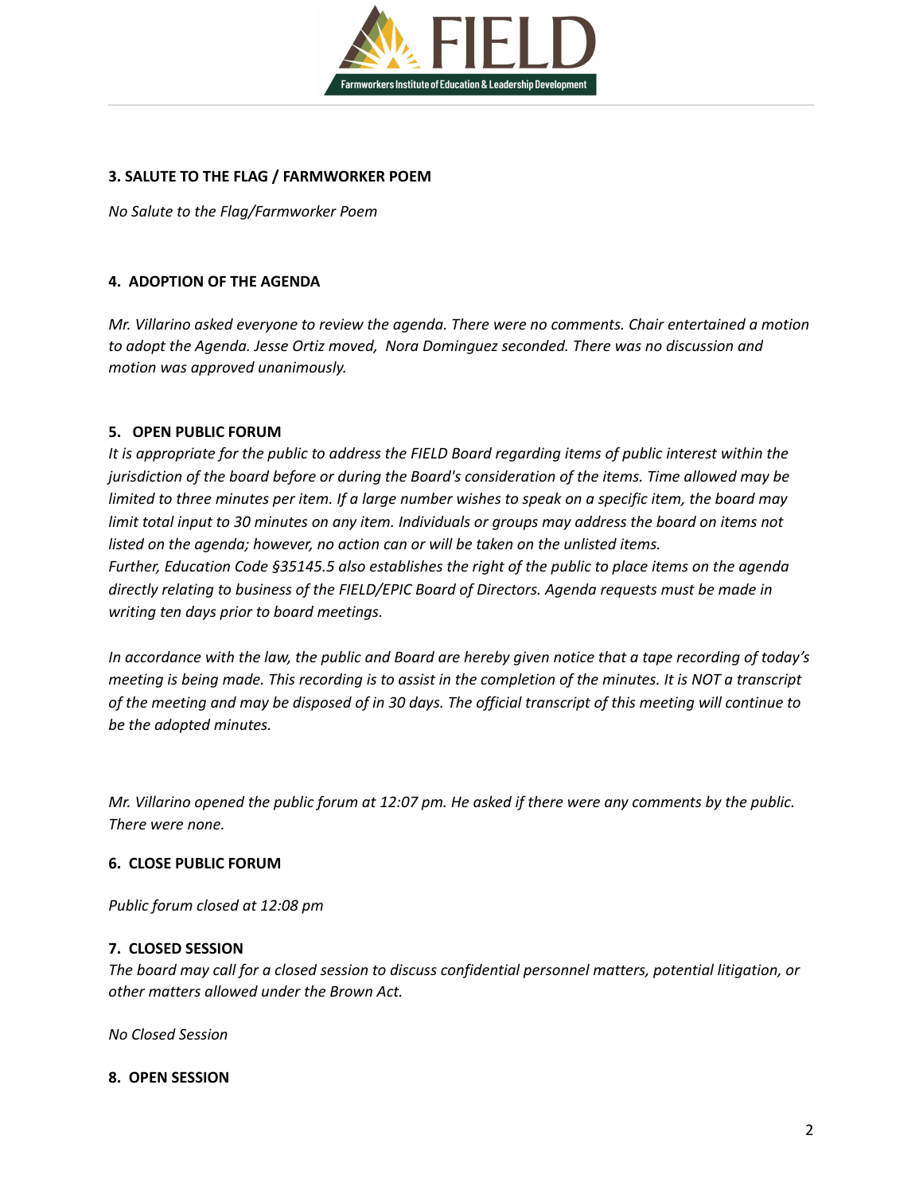### 3. SALUTE TO THE FLAG / FARMWORKER POEM

*No Salute to the Flag/Farmworker Poem*

### 4. ADOPTION OF THE AGENDA

*Mr. Villarino asked everyone to review the agenda. There were no comments. Chair entertained a motion to adopt the Agenda. Jesse Ortiz moved, Nora Dominguez seconded. There was no discussion and motion was approved unanimously.*

### 5. OPEN PUBLIC FORUM

*It is appropriate for the public to address the FIELD Board regarding items of public interest within the jurisdiction of the board before or during the Board's consideration of the items. Time allowed may be limited to three minutes per item. If a large number wishes to speak on a specific item, the board may limit total input to 30 minutes on any item. Individuals or groups may address the board on items not listed on the agenda; however, no action can or will be taken on the unlisted items.*
*Further, Education Code §35145.5 also establishes the right of the public to place items on the agenda directly relating to business of the FIELD/EPIC Board of Directors. Agenda requests must be made in writing ten days prior to board meetings.*

*In accordance with the law, the public and Board are hereby given notice that a tape recording of today's meeting is being made. This recording is to assist in the completion of the minutes. It is NOT a transcript of the meeting and may be disposed of in 30 days. The official transcript of this meeting will continue to be the adopted minutes.*

*Mr. Villarino opened the public forum at 12:07 pm. He asked if there were any comments by the public. There were none.*

### 6. CLOSE PUBLIC FORUM

*Public forum closed at 12:08 pm*

### 7. CLOSED SESSION

*The board may call for a closed session to discuss confidential personnel matters, potential litigation, or other matters allowed under the Brown Act.*

*No Closed Session*

### 8. OPEN SESSION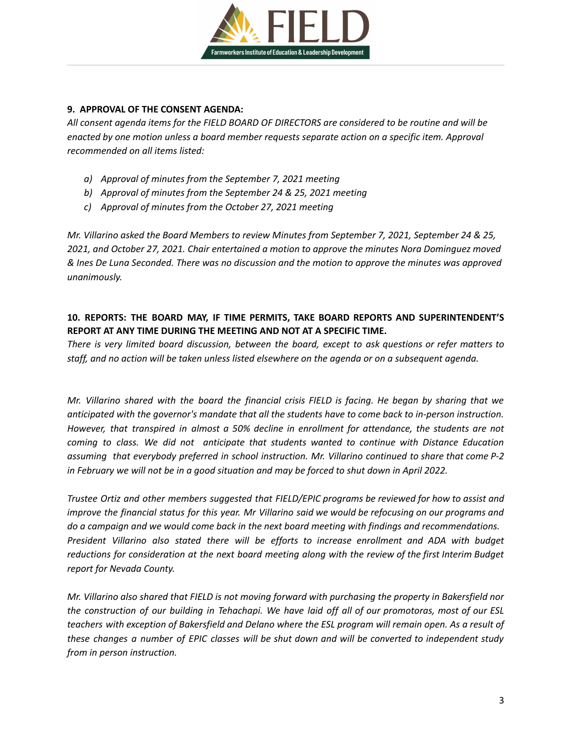**9. APPROVAL OF THE CONSENT AGENDA:**

*All consent agenda items for the FIELD BOARD OF DIRECTORS are considered to be routine and will be enacted by one motion unless a board member requests separate action on a specific item. Approval recommended on all items listed:*

- *a) Approval of minutes from the September 7, 2021 meeting*
- *b) Approval of minutes from the September 24 & 25, 2021 meeting*
- *c) Approval of minutes from the October 27, 2021 meeting*

*Mr. Villarino asked the Board Members to review Minutes from September 7, 2021, September 24 & 25, 2021, and October 27, 2021. Chair entertained a motion to approve the minutes Nora Dominguez moved & Ines De Luna Seconded. There was no discussion and the motion to approve the minutes was approved unanimously.*

**10. REPORTS: THE BOARD MAY, IF TIME PERMITS, TAKE BOARD REPORTS AND SUPERINTENDENT'S REPORT AT ANY TIME DURING THE MEETING AND NOT AT A SPECIFIC TIME.**

*There is very limited board discussion, between the board, except to ask questions or refer matters to staff, and no action will be taken unless listed elsewhere on the agenda or on a subsequent agenda.*

*Mr. Villarino shared with the board the financial crisis FIELD is facing. He began by sharing that we anticipated with the governor's mandate that all the students have to come back to in-person instruction. However, that transpired in almost a 50% decline in enrollment for attendance, the students are not coming to class. We did not anticipate that students wanted to continue with Distance Education assuming that everybody preferred in school instruction. Mr. Villarino continued to share that come P-2 in February we will not be in a good situation and may be forced to shut down in April 2022.*

*Trustee Ortiz and other members suggested that FIELD/EPIC programs be reviewed for how to assist and improve the financial status for this year. Mr Villarino said we would be refocusing on our programs and do a campaign and we would come back in the next board meeting with findings and recommendations. President Villarino also stated there will be efforts to increase enrollment and ADA with budget reductions for consideration at the next board meeting along with the review of the first Interim Budget report for Nevada County.*

*Mr. Villarino also shared that FIELD is not moving forward with purchasing the property in Bakersfield nor the construction of our building in Tehachapi. We have laid off all of our promotoras, most of our ESL teachers with exception of Bakersfield and Delano where the ESL program will remain open. As a result of these changes a number of EPIC classes will be shut down and will be converted to independent study from in person instruction.*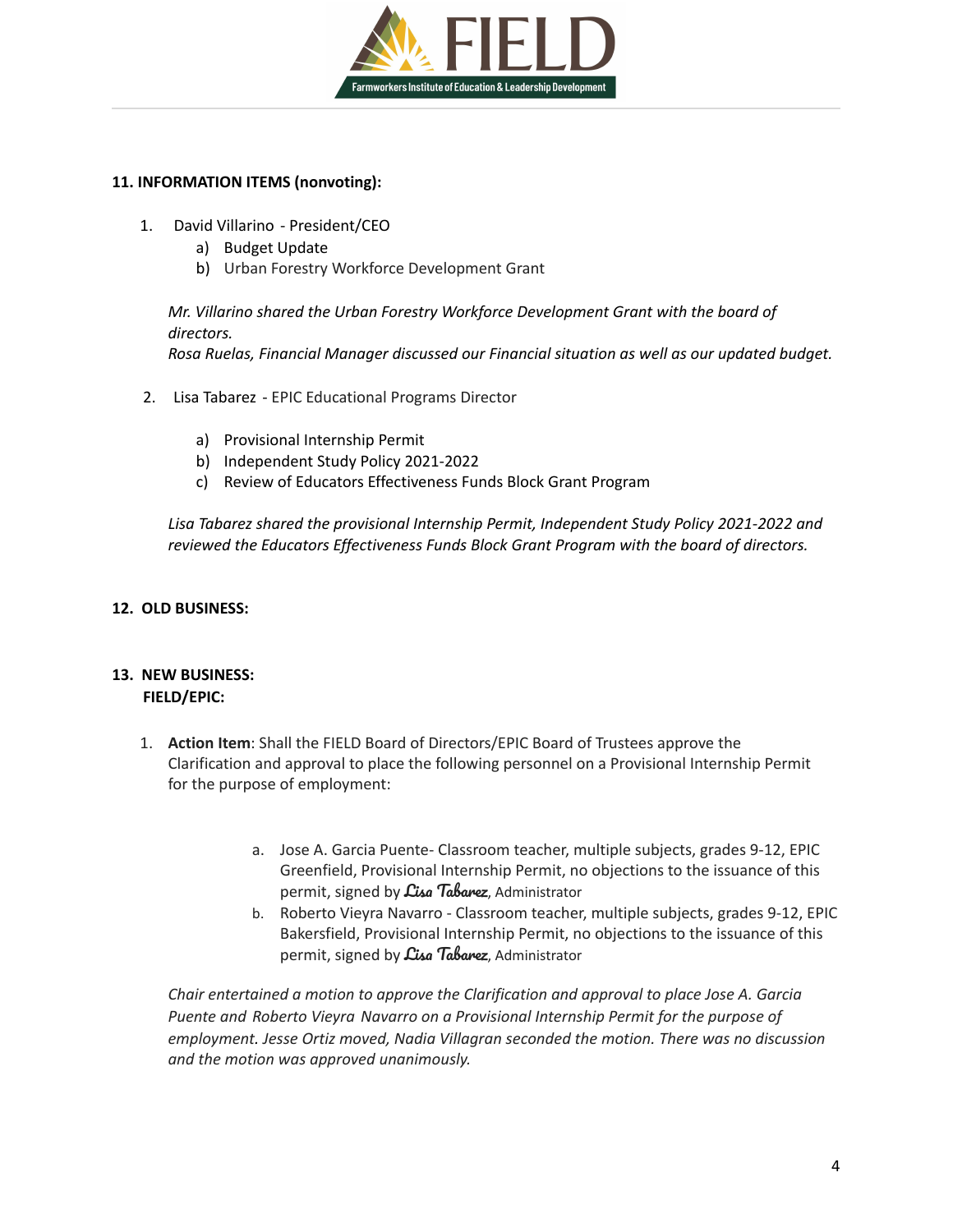**11. INFORMATION ITEMS (nonvoting):**

1. David Villarino - President/CEO
   a) Budget Update
   b) Urban Forestry Workforce Development Grant

   *Mr. Villarino shared the Urban Forestry Workforce Development Grant with the board of directors.*
   *Rosa Ruelas, Financial Manager discussed our Financial situation as well as our updated budget.*

2. Lisa Tabarez - EPIC Educational Programs Director
   a) Provisional Internship Permit
   b) Independent Study Policy 2021-2022
   c) Review of Educators Effectiveness Funds Block Grant Program

   *Lisa Tabarez shared the provisional Internship Permit, Independent Study Policy 2021-2022 and reviewed the Educators Effectiveness Funds Block Grant Program with the board of directors.*

**12. OLD BUSINESS:**

**13. NEW BUSINESS:**
**FIELD/EPIC:**

1. **Action Item**: Shall the FIELD Board of Directors/EPIC Board of Trustees approve the Clarification and approval to place the following personnel on a Provisional Internship Permit for the purpose of employment:

   a. Jose A. Garcia Puente- Classroom teacher, multiple subjects, grades 9-12, EPIC Greenfield, Provisional Internship Permit, no objections to the issuance of this permit, signed by *Lisa Tabarez*, Administrator
   b. Roberto Vieyra Navarro - Classroom teacher, multiple subjects, grades 9-12, EPIC Bakersfield, Provisional Internship Permit, no objections to the issuance of this permit, signed by *Lisa Tabarez*, Administrator

   *Chair entertained a motion to approve the Clarification and approval to place Jose A. Garcia Puente and Roberto Vieyra Navarro on a Provisional Internship Permit for the purpose of employment. Jesse Ortiz moved, Nadia Villagran seconded the motion. There was no discussion and the motion was approved unanimously.*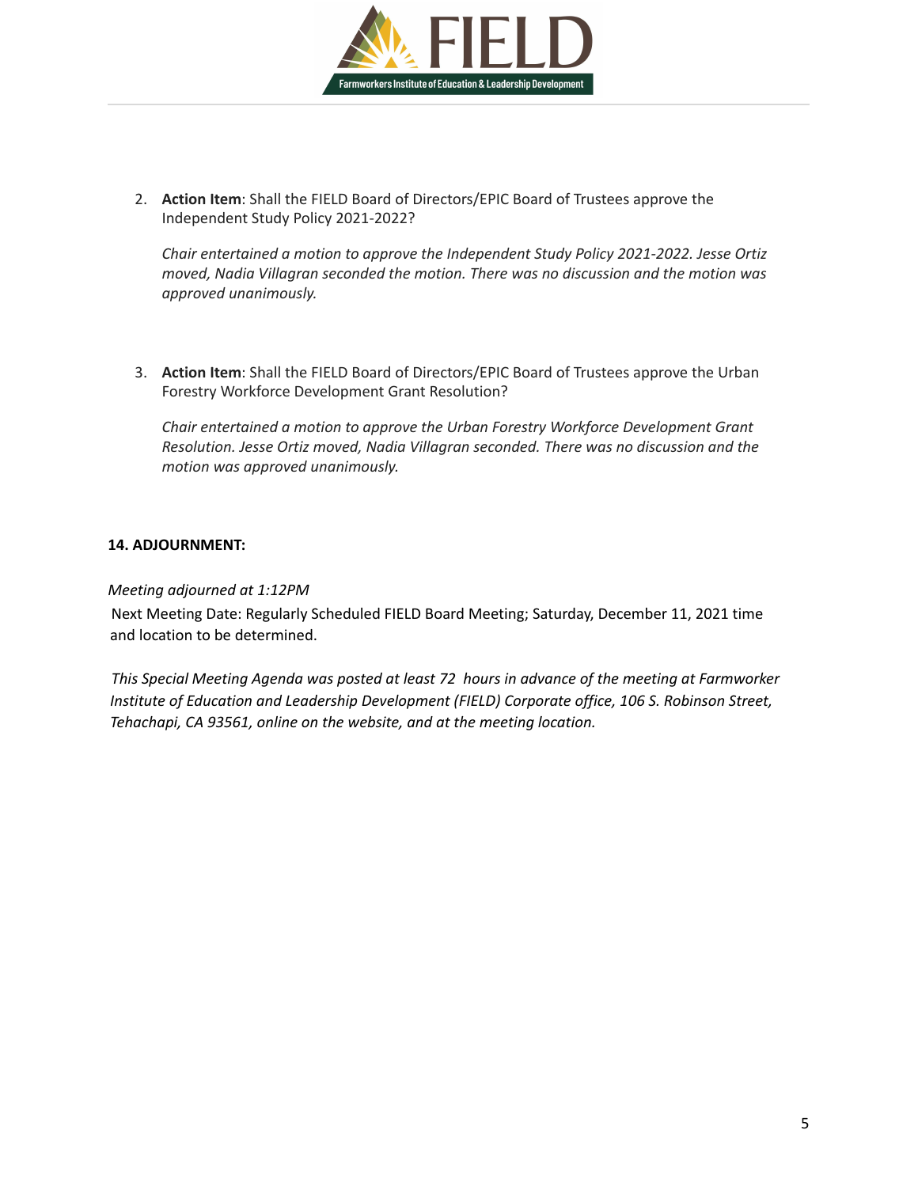2. **Action Item**: Shall the FIELD Board of Directors/EPIC Board of Trustees approve the Independent Study Policy 2021-2022?

   *Chair entertained a motion to approve the Independent Study Policy 2021-2022. Jesse Ortiz moved, Nadia Villagran seconded the motion. There was no discussion and the motion was approved unanimously.*

3. **Action Item**: Shall the FIELD Board of Directors/EPIC Board of Trustees approve the Urban Forestry Workforce Development Grant Resolution?

   *Chair entertained a motion to approve the Urban Forestry Workforce Development Grant Resolution. Jesse Ortiz moved, Nadia Villagran seconded. There was no discussion and the motion was approved unanimously.*

**14. ADJOURNMENT:**

*Meeting adjourned at 1:12PM*

Next Meeting Date: Regularly Scheduled FIELD Board Meeting; Saturday, December 11, 2021 time and location to be determined.

*This Special Meeting Agenda was posted at least 72 hours in advance of the meeting at Farmworker Institute of Education and Leadership Development (FIELD) Corporate office, 106 S. Robinson Street, Tehachapi, CA 93561, online on the website, and at the meeting location.*